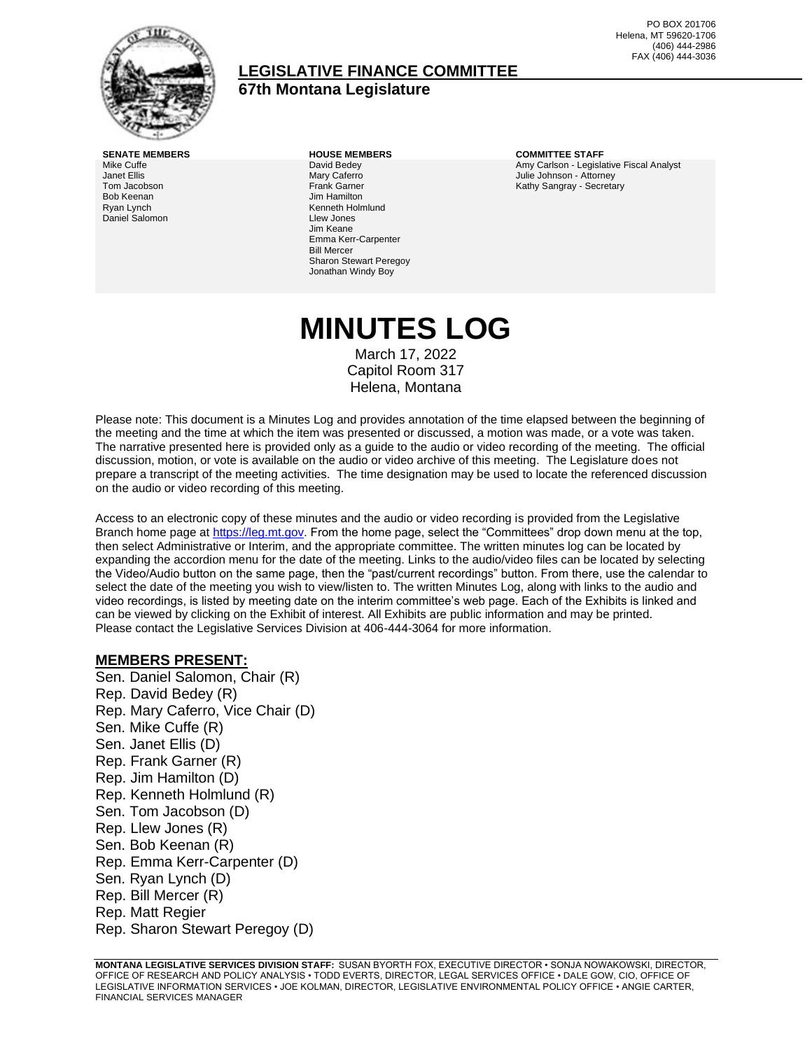PO BOX 201706
Helena, MT 59620-1706
(406) 444-2986
FAX (406) 444-3036

# LEGISLATIVE FINANCE COMMITTEE
## 67th Montana Legislature

**SENATE MEMBERS**
Mike Cuffe
Janet Ellis
Tom Jacobson
Bob Keenan
Ryan Lynch
Daniel Salomon

**HOUSE MEMBERS**
David Bedey
Mary Caferro
Frank Garner
Jim Hamilton
Kenneth Holmlund
Llew Jones
Jim Keane
Emma Kerr-Carpenter
Bill Mercer
Sharon Stewart Peregoy
Jonathan Windy Boy

**COMMITTEE STAFF**
Amy Carlson - Legislative Fiscal Analyst
Julie Johnson - Attorney
Kathy Sangray - Secretary

# MINUTES LOG

March 17, 2022
Capitol Room 317
Helena, Montana

Please note: This document is a Minutes Log and provides annotation of the time elapsed between the beginning of the meeting and the time at which the item was presented or discussed, a motion was made, or a vote was taken. The narrative presented here is provided only as a guide to the audio or video recording of the meeting. The official discussion, motion, or vote is available on the audio or video archive of this meeting. The Legislature does not prepare a transcript of the meeting activities. The time designation may be used to locate the referenced discussion on the audio or video recording of this meeting.

Access to an electronic copy of these minutes and the audio or video recording is provided from the Legislative Branch home page at https://leg.mt.gov. From the home page, select the "Committees" drop down menu at the top, then select Administrative or Interim, and the appropriate committee. The written minutes log can be located by expanding the accordion menu for the date of the meeting. Links to the audio/video files can be located by selecting the Video/Audio button on the same page, then the "past/current recordings" button. From there, use the calendar to select the date of the meeting you wish to view/listen to. The written Minutes Log, along with links to the audio and video recordings, is listed by meeting date on the interim committee's web page. Each of the Exhibits is linked and can be viewed by clicking on the Exhibit of interest. All Exhibits are public information and may be printed. Please contact the Legislative Services Division at 406-444-3064 for more information.

## MEMBERS PRESENT:

Sen. Daniel Salomon, Chair (R)
Rep. David Bedey (R)
Rep. Mary Caferro, Vice Chair (D)
Sen. Mike Cuffe (R)
Sen. Janet Ellis (D)
Rep. Frank Garner (R)
Rep. Jim Hamilton (D)
Rep. Kenneth Holmlund (R)
Sen. Tom Jacobson (D)
Rep. Llew Jones (R)
Sen. Bob Keenan (R)
Rep. Emma Kerr-Carpenter (D)
Sen. Ryan Lynch (D)
Rep. Bill Mercer (R)
Rep. Matt Regier
Rep. Sharon Stewart Peregoy (D)

**MONTANA LEGISLATIVE SERVICES DIVISION STAFF:** SUSAN BYORTH FOX, EXECUTIVE DIRECTOR • SONJA NOWAKOWSKI, DIRECTOR, OFFICE OF RESEARCH AND POLICY ANALYSIS • TODD EVERTS, DIRECTOR, LEGAL SERVICES OFFICE • DALE GOW, CIO, OFFICE OF LEGISLATIVE INFORMATION SERVICES • JOE KOLMAN, DIRECTOR, LEGISLATIVE ENVIRONMENTAL POLICY OFFICE • ANGIE CARTER, FINANCIAL SERVICES MANAGER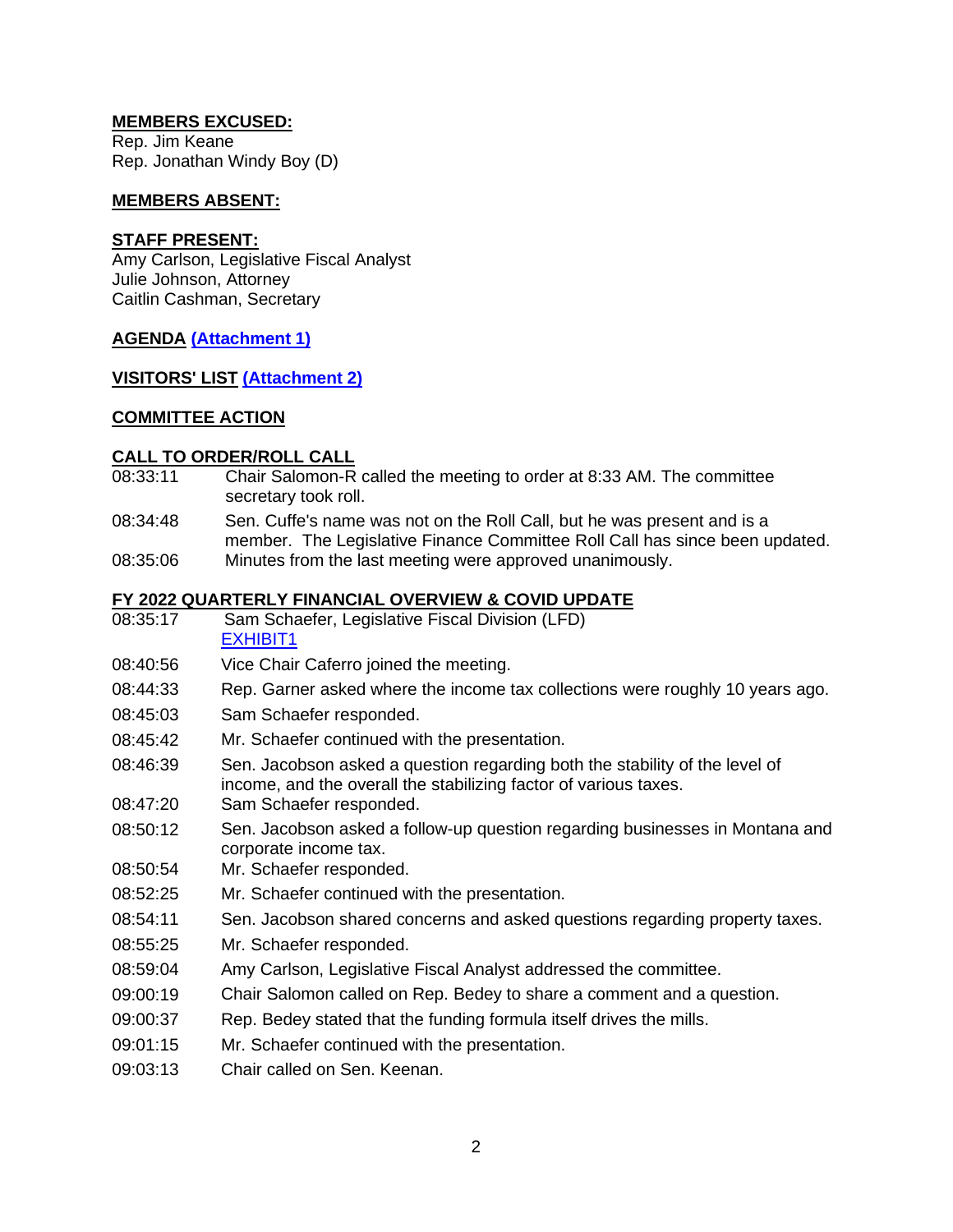**MEMBERS EXCUSED:**
Rep. Jim Keane
Rep. Jonathan Windy Boy (D)

**MEMBERS ABSENT:**

**STAFF PRESENT:**
Amy Carlson, Legislative Fiscal Analyst
Julie Johnson, Attorney
Caitlin Cashman, Secretary

**AGENDA (Attachment 1)**

**VISITORS' LIST (Attachment 2)**

**COMMITTEE ACTION**

**CALL TO ORDER/ROLL CALL**

| | |
|---|---|
| 08:33:11 | Chair Salomon-R called the meeting to order at 8:33 AM. The committee secretary took roll. |
| 08:34:48 | Sen. Cuffe's name was not on the Roll Call, but he was present and is a member. The Legislative Finance Committee Roll Call has since been updated. |
| 08:35:06 | Minutes from the last meeting were approved unanimously. |

**FY 2022 QUARTERLY FINANCIAL OVERVIEW & COVID UPDATE**

| | |
|---|---|
| 08:35:17 | Sam Schaefer, Legislative Fiscal Division (LFD) EXHIBIT1 |
| 08:40:56 | Vice Chair Caferro joined the meeting. |
| 08:44:33 | Rep. Garner asked where the income tax collections were roughly 10 years ago. |
| 08:45:03 | Sam Schaefer responded. |
| 08:45:42 | Mr. Schaefer continued with the presentation. |
| 08:46:39 | Sen. Jacobson asked a question regarding both the stability of the level of income, and the overall the stabilizing factor of various taxes. |
| 08:47:20 | Sam Schaefer responded. |
| 08:50:12 | Sen. Jacobson asked a follow-up question regarding businesses in Montana and corporate income tax. |
| 08:50:54 | Mr. Schaefer responded. |
| 08:52:25 | Mr. Schaefer continued with the presentation. |
| 08:54:11 | Sen. Jacobson shared concerns and asked questions regarding property taxes. |
| 08:55:25 | Mr. Schaefer responded. |
| 08:59:04 | Amy Carlson, Legislative Fiscal Analyst addressed the committee. |
| 09:00:19 | Chair Salomon called on Rep. Bedey to share a comment and a question. |
| 09:00:37 | Rep. Bedey stated that the funding formula itself drives the mills. |
| 09:01:15 | Mr. Schaefer continued with the presentation. |
| 09:03:13 | Chair called on Sen. Keenan. |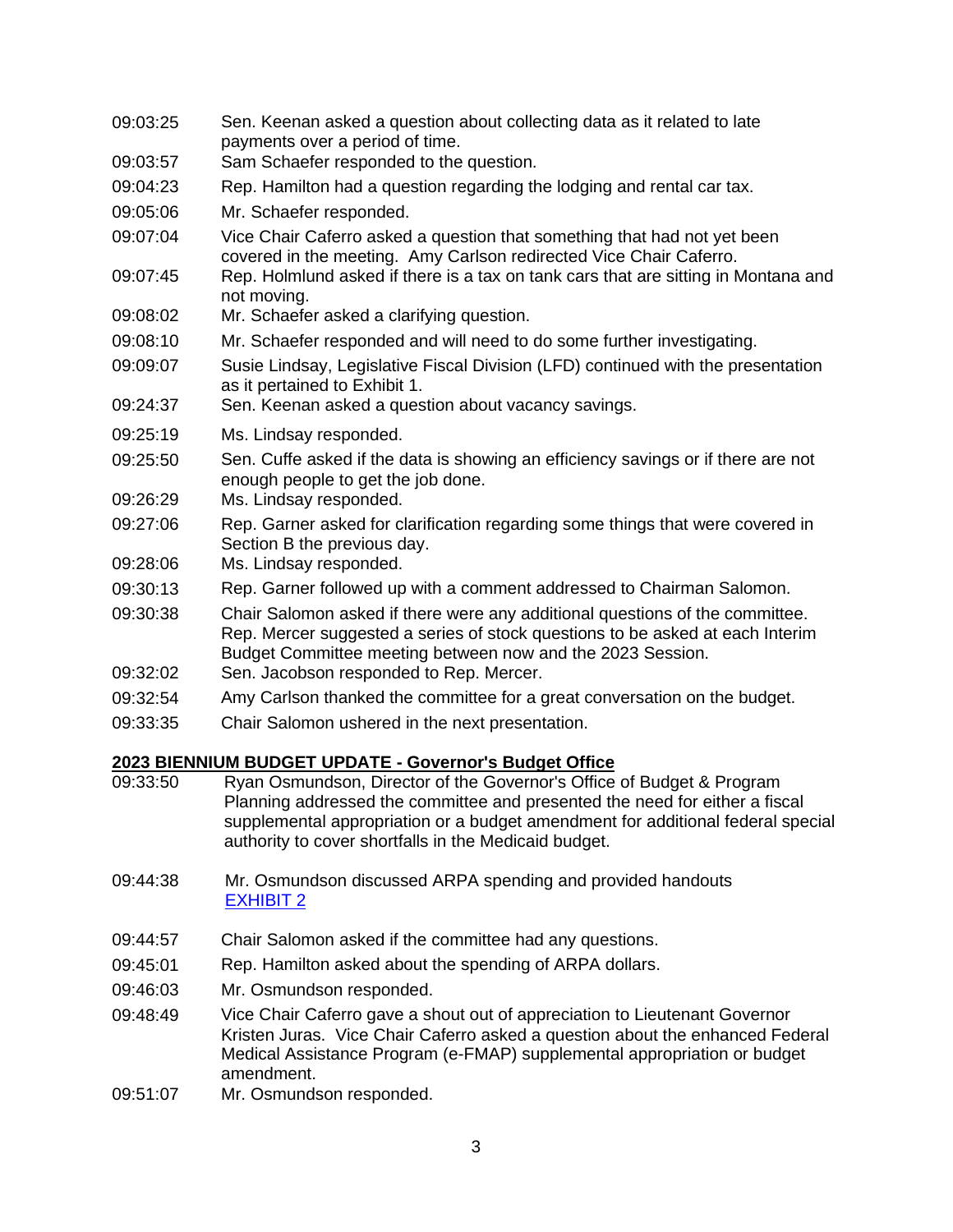| | |
|---|---|
| 09:03:25 | Sen. Keenan asked a question about collecting data as it related to late payments over a period of time. |
| 09:03:57 | Sam Schaefer responded to the question. |
| 09:04:23 | Rep. Hamilton had a question regarding the lodging and rental car tax. |
| 09:05:06 | Mr. Schaefer responded. |
| 09:07:04 | Vice Chair Caferro asked a question that something that had not yet been covered in the meeting. Amy Carlson redirected Vice Chair Caferro. |
| 09:07:45 | Rep. Holmlund asked if there is a tax on tank cars that are sitting in Montana and not moving. |
| 09:08:02 | Mr. Schaefer asked a clarifying question. |
| 09:08:10 | Mr. Schaefer responded and will need to do some further investigating. |
| 09:09:07 | Susie Lindsay, Legislative Fiscal Division (LFD) continued with the presentation as it pertained to Exhibit 1. |
| 09:24:37 | Sen. Keenan asked a question about vacancy savings. |
| 09:25:19 | Ms. Lindsay responded. |
| 09:25:50 | Sen. Cuffe asked if the data is showing an efficiency savings or if there are not enough people to get the job done. |
| 09:26:29 | Ms. Lindsay responded. |
| 09:27:06 | Rep. Garner asked for clarification regarding some things that were covered in Section B the previous day. |
| 09:28:06 | Ms. Lindsay responded. |
| 09:30:13 | Rep. Garner followed up with a comment addressed to Chairman Salomon. |
| 09:30:38 | Chair Salomon asked if there were any additional questions of the committee. Rep. Mercer suggested a series of stock questions to be asked at each Interim Budget Committee meeting between now and the 2023 Session. |
| 09:32:02 | Sen. Jacobson responded to Rep. Mercer. |
| 09:32:54 | Amy Carlson thanked the committee for a great conversation on the budget. |
| 09:33:35 | Chair Salomon ushered in the next presentation. |

**2023 BIENNIUM BUDGET UPDATE - Governor's Budget Office**

| | |
|---|---|
| 09:33:50 | Ryan Osmundson, Director of the Governor's Office of Budget & Program Planning addressed the committee and presented the need for either a fiscal supplemental appropriation or a budget amendment for additional federal special authority to cover shortfalls in the Medicaid budget. |
| 09:44:38 | Mr. Osmundson discussed ARPA spending and provided handouts [EXHIBIT 2] |
| 09:44:57 | Chair Salomon asked if the committee had any questions. |
| 09:45:01 | Rep. Hamilton asked about the spending of ARPA dollars. |
| 09:46:03 | Mr. Osmundson responded. |
| 09:48:49 | Vice Chair Caferro gave a shout out of appreciation to Lieutenant Governor Kristen Juras. Vice Chair Caferro asked a question about the enhanced Federal Medical Assistance Program (e-FMAP) supplemental appropriation or budget amendment. |
| 09:51:07 | Mr. Osmundson responded. |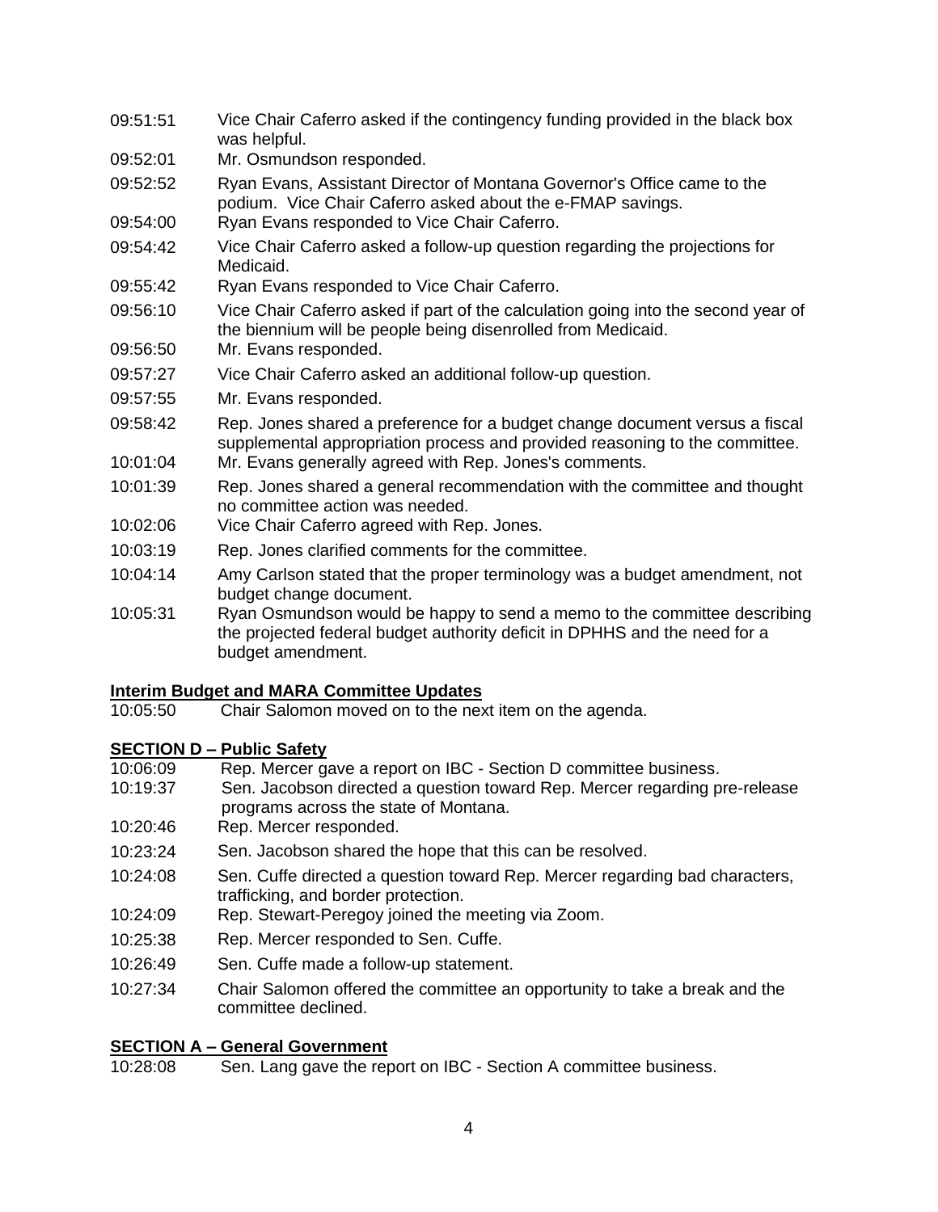09:51:51 Vice Chair Caferro asked if the contingency funding provided in the black box was helpful.

09:52:01 Mr. Osmundson responded.

09:52:52 Ryan Evans, Assistant Director of Montana Governor's Office came to the podium. Vice Chair Caferro asked about the e-FMAP savings.

09:54:00 Ryan Evans responded to Vice Chair Caferro.

09:54:42 Vice Chair Caferro asked a follow-up question regarding the projections for Medicaid.

09:55:42 Ryan Evans responded to Vice Chair Caferro.

09:56:10 Vice Chair Caferro asked if part of the calculation going into the second year of the biennium will be people being disenrolled from Medicaid.

09:56:50 Mr. Evans responded.

09:57:27 Vice Chair Caferro asked an additional follow-up question.

09:57:55 Mr. Evans responded.

09:58:42 Rep. Jones shared a preference for a budget change document versus a fiscal supplemental appropriation process and provided reasoning to the committee.

10:01:04 Mr. Evans generally agreed with Rep. Jones's comments.

10:01:39 Rep. Jones shared a general recommendation with the committee and thought no committee action was needed.

10:02:06 Vice Chair Caferro agreed with Rep. Jones.

10:03:19 Rep. Jones clarified comments for the committee.

10:04:14 Amy Carlson stated that the proper terminology was a budget amendment, not budget change document.

10:05:31 Ryan Osmundson would be happy to send a memo to the committee describing the projected federal budget authority deficit in DPHHS and the need for a budget amendment.

**Interim Budget and MARA Committee Updates**

10:05:50 Chair Salomon moved on to the next item on the agenda.

**SECTION D – Public Safety**

10:06:09 Rep. Mercer gave a report on IBC - Section D committee business.

10:19:37 Sen. Jacobson directed a question toward Rep. Mercer regarding pre-release programs across the state of Montana.

10:20:46 Rep. Mercer responded.

10:23:24 Sen. Jacobson shared the hope that this can be resolved.

10:24:08 Sen. Cuffe directed a question toward Rep. Mercer regarding bad characters, trafficking, and border protection.

10:24:09 Rep. Stewart-Peregoy joined the meeting via Zoom.

10:25:38 Rep. Mercer responded to Sen. Cuffe.

10:26:49 Sen. Cuffe made a follow-up statement.

10:27:34 Chair Salomon offered the committee an opportunity to take a break and the committee declined.

**SECTION A – General Government**

10:28:08 Sen. Lang gave the report on IBC - Section A committee business.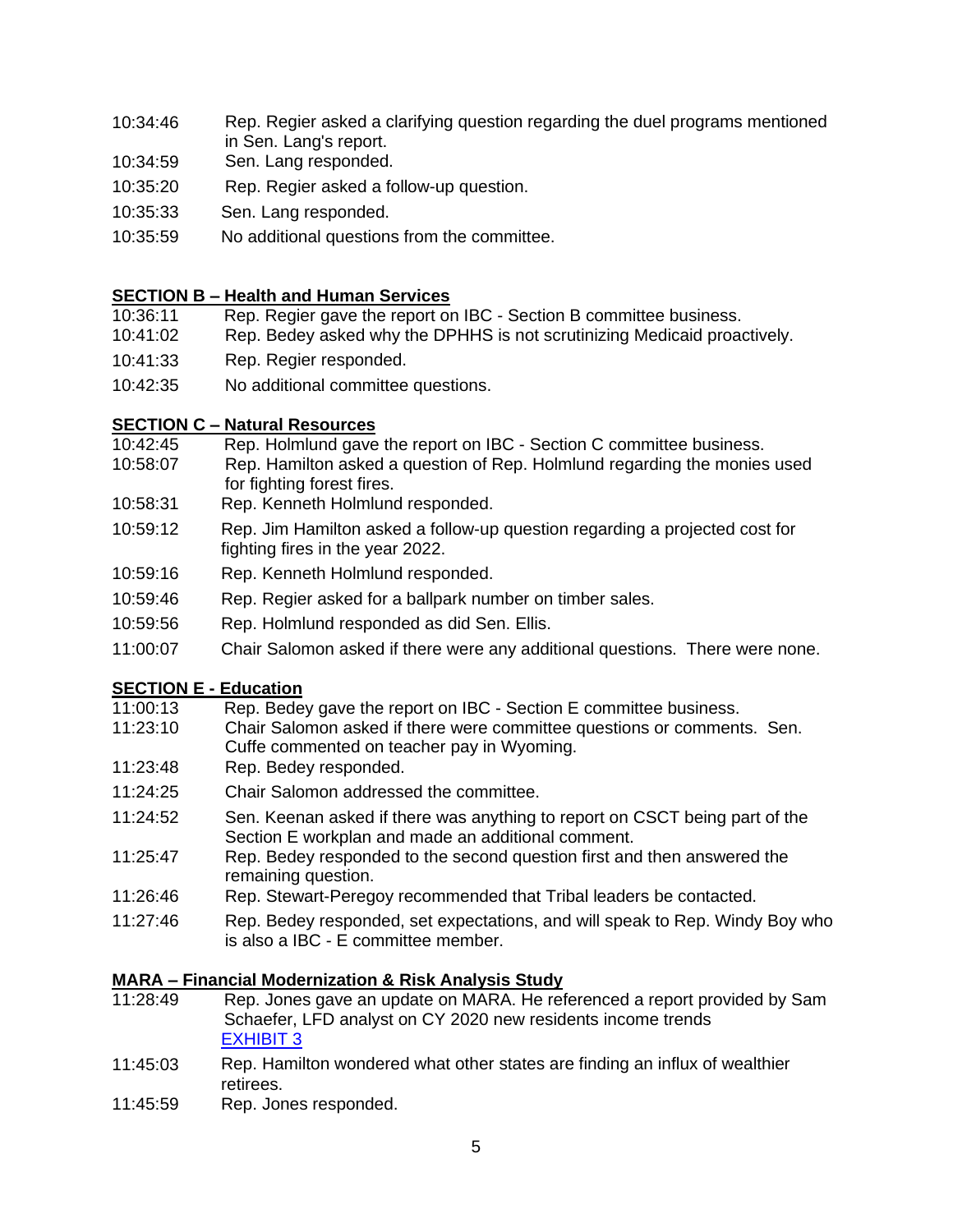| | |
|---|---|
| 10:34:46 | Rep. Regier asked a clarifying question regarding the duel programs mentioned in Sen. Lang's report. |
| 10:34:59 | Sen. Lang responded. |
| 10:35:20 | Rep. Regier asked a follow-up question. |
| 10:35:33 | Sen. Lang responded. |
| 10:35:59 | No additional questions from the committee. |

**SECTION B – Health and Human Services**

| | |
|---|---|
| 10:36:11 | Rep. Regier gave the report on IBC - Section B committee business. |
| 10:41:02 | Rep. Bedey asked why the DPHHS is not scrutinizing Medicaid proactively. |
| 10:41:33 | Rep. Regier responded. |
| 10:42:35 | No additional committee questions. |

**SECTION C – Natural Resources**

| | |
|---|---|
| 10:42:45 | Rep. Holmlund gave the report on IBC - Section C committee business. |
| 10:58:07 | Rep. Hamilton asked a question of Rep. Holmlund regarding the monies used for fighting forest fires. |
| 10:58:31 | Rep. Kenneth Holmlund responded. |
| 10:59:12 | Rep. Jim Hamilton asked a follow-up question regarding a projected cost for fighting fires in the year 2022. |
| 10:59:16 | Rep. Kenneth Holmlund responded. |
| 10:59:46 | Rep. Regier asked for a ballpark number on timber sales. |
| 10:59:56 | Rep. Holmlund responded as did Sen. Ellis. |
| 11:00:07 | Chair Salomon asked if there were any additional questions. There were none. |

**SECTION E - Education**

| | |
|---|---|
| 11:00:13 | Rep. Bedey gave the report on IBC - Section E committee business. |
| 11:23:10 | Chair Salomon asked if there were committee questions or comments. Sen. Cuffe commented on teacher pay in Wyoming. |
| 11:23:48 | Rep. Bedey responded. |
| 11:24:25 | Chair Salomon addressed the committee. |
| 11:24:52 | Sen. Keenan asked if there was anything to report on CSCT being part of the Section E workplan and made an additional comment. |
| 11:25:47 | Rep. Bedey responded to the second question first and then answered the remaining question. |
| 11:26:46 | Rep. Stewart-Peregoy recommended that Tribal leaders be contacted. |
| 11:27:46 | Rep. Bedey responded, set expectations, and will speak to Rep. Windy Boy who is also a IBC - E committee member. |

**MARA – Financial Modernization & Risk Analysis Study**

| | |
|---|---|
| 11:28:49 | Rep. Jones gave an update on MARA. He referenced a report provided by Sam Schaefer, LFD analyst on CY 2020 new residents income trends EXHIBIT 3 |
| 11:45:03 | Rep. Hamilton wondered what other states are finding an influx of wealthier retirees. |
| 11:45:59 | Rep. Jones responded. |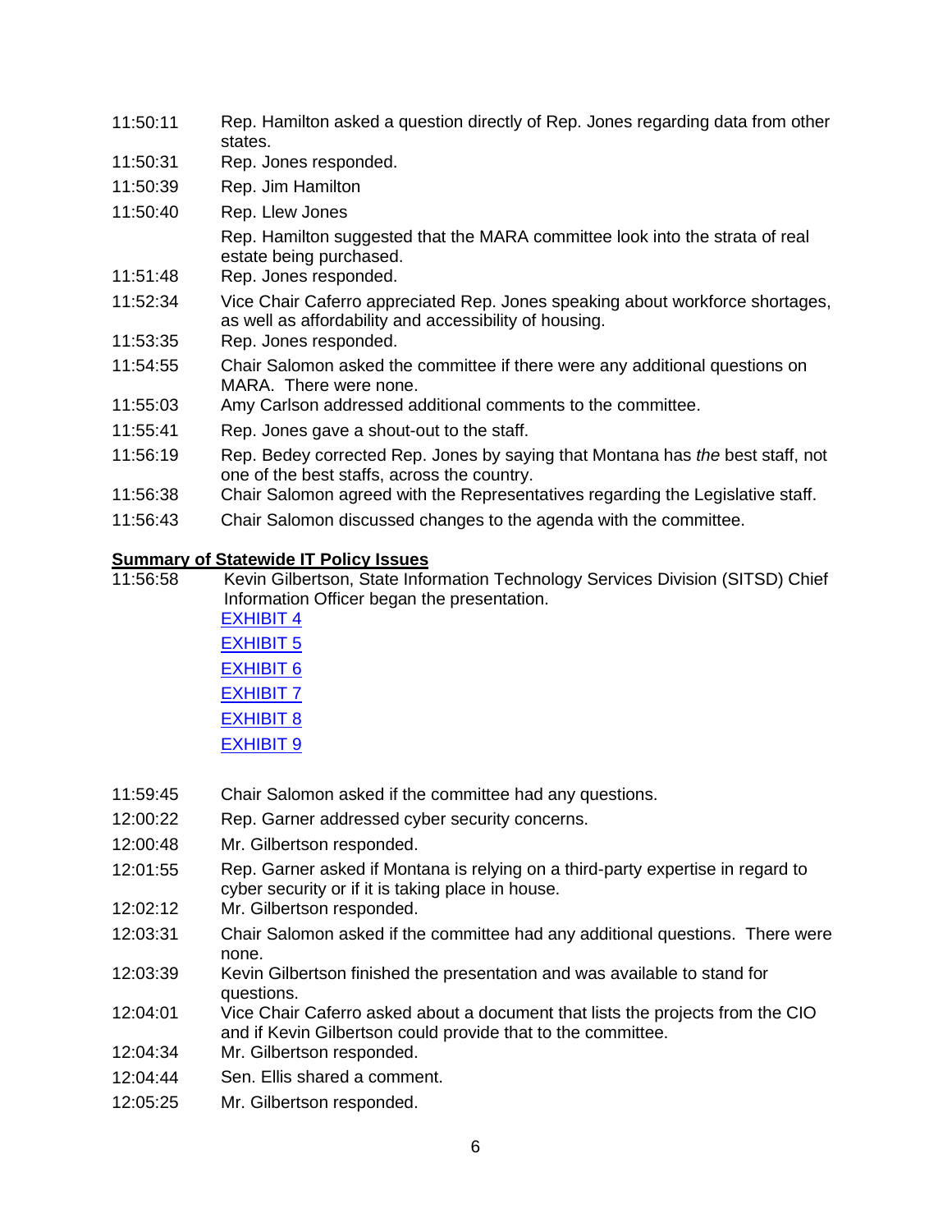11:50:11 Rep. Hamilton asked a question directly of Rep. Jones regarding data from other states.

11:50:31 Rep. Jones responded.

11:50:39 Rep. Jim Hamilton

11:50:40 Rep. Llew Jones

Rep. Hamilton suggested that the MARA committee look into the strata of real estate being purchased.

11:51:48 Rep. Jones responded.

11:52:34 Vice Chair Caferro appreciated Rep. Jones speaking about workforce shortages, as well as affordability and accessibility of housing.

11:53:35 Rep. Jones responded.

11:54:55 Chair Salomon asked the committee if there were any additional questions on MARA. There were none.

11:55:03 Amy Carlson addressed additional comments to the committee.

11:55:41 Rep. Jones gave a shout-out to the staff.

11:56:19 Rep. Bedey corrected Rep. Jones by saying that Montana has *the* best staff, not one of the best staffs, across the country.

11:56:38 Chair Salomon agreed with the Representatives regarding the Legislative staff.

11:56:43 Chair Salomon discussed changes to the agenda with the committee.

**Summary of Statewide IT Policy Issues**

11:56:58 Kevin Gilbertson, State Information Technology Services Division (SITSD) Chief Information Officer began the presentation.

EXHIBIT 4

EXHIBIT 5

EXHIBIT 6

EXHIBIT 7

EXHIBIT 8

EXHIBIT 9

11:59:45 Chair Salomon asked if the committee had any questions.

12:00:22 Rep. Garner addressed cyber security concerns.

12:00:48 Mr. Gilbertson responded.

12:01:55 Rep. Garner asked if Montana is relying on a third-party expertise in regard to cyber security or if it is taking place in house.

12:02:12 Mr. Gilbertson responded.

12:03:31 Chair Salomon asked if the committee had any additional questions. There were none.

12:03:39 Kevin Gilbertson finished the presentation and was available to stand for questions.

12:04:01 Vice Chair Caferro asked about a document that lists the projects from the CIO and if Kevin Gilbertson could provide that to the committee.

12:04:34 Mr. Gilbertson responded.

12:04:44 Sen. Ellis shared a comment.

12:05:25 Mr. Gilbertson responded.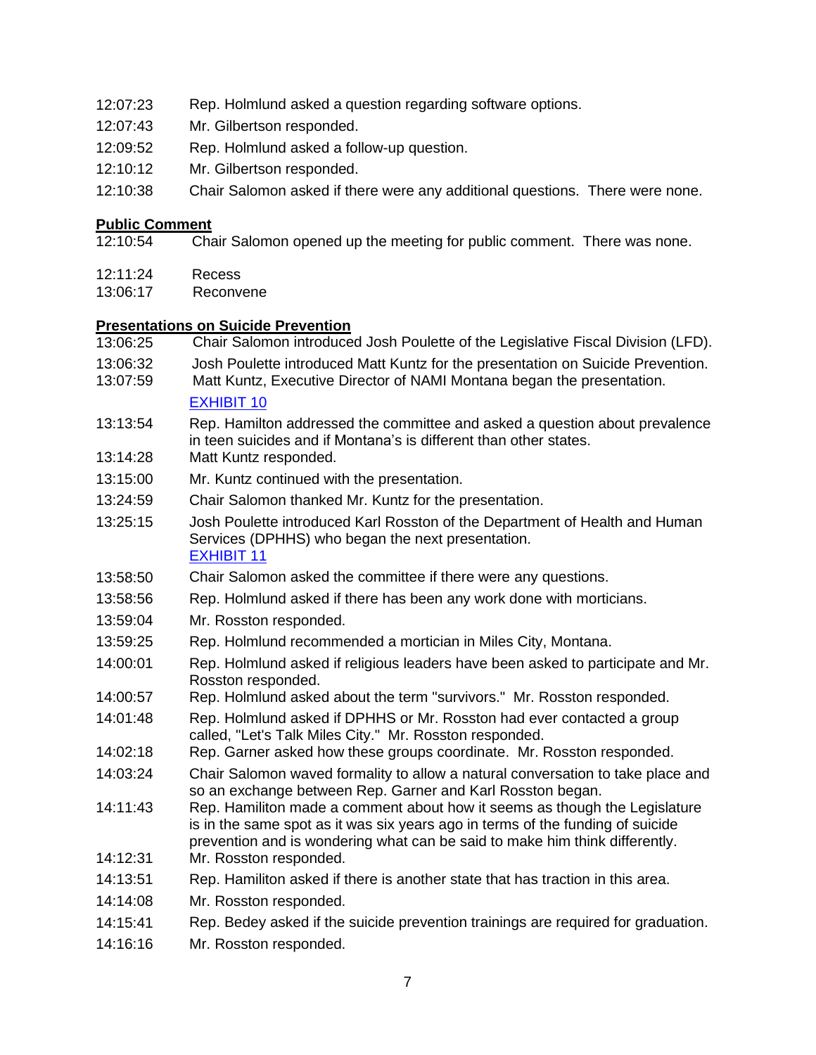12:07:23 Rep. Holmlund asked a question regarding software options.

12:07:43 Mr. Gilbertson responded.

12:09:52 Rep. Holmlund asked a follow-up question.

12:10:12 Mr. Gilbertson responded.

12:10:38 Chair Salomon asked if there were any additional questions. There were none.

**Public Comment**

12:10:54 Chair Salomon opened up the meeting for public comment. There was none.

12:11:24 Recess

13:06:17 Reconvene

**Presentations on Suicide Prevention**

13:06:25 Chair Salomon introduced Josh Poulette of the Legislative Fiscal Division (LFD).

13:06:32 Josh Poulette introduced Matt Kuntz for the presentation on Suicide Prevention.

13:07:59 Matt Kuntz, Executive Director of NAMI Montana began the presentation. EXHIBIT 10

13:13:54 Rep. Hamilton addressed the committee and asked a question about prevalence in teen suicides and if Montana's is different than other states.

13:14:28 Matt Kuntz responded.

13:15:00 Mr. Kuntz continued with the presentation.

13:24:59 Chair Salomon thanked Mr. Kuntz for the presentation.

13:25:15 Josh Poulette introduced Karl Rosston of the Department of Health and Human Services (DPHHS) who began the next presentation. EXHIBIT 11

13:58:50 Chair Salomon asked the committee if there were any questions.

13:58:56 Rep. Holmlund asked if there has been any work done with morticians.

13:59:04 Mr. Rosston responded.

13:59:25 Rep. Holmlund recommended a mortician in Miles City, Montana.

14:00:01 Rep. Holmlund asked if religious leaders have been asked to participate and Mr. Rosston responded.

14:00:57 Rep. Holmlund asked about the term "survivors." Mr. Rosston responded.

14:01:48 Rep. Holmlund asked if DPHHS or Mr. Rosston had ever contacted a group called, "Let's Talk Miles City." Mr. Rosston responded.

14:02:18 Rep. Garner asked how these groups coordinate. Mr. Rosston responded.

14:03:24 Chair Salomon waved formality to allow a natural conversation to take place and so an exchange between Rep. Garner and Karl Rosston began.

14:11:43 Rep. Hamiliton made a comment about how it seems as though the Legislature is in the same spot as it was six years ago in terms of the funding of suicide prevention and is wondering what can be said to make him think differently.

14:12:31 Mr. Rosston responded.

14:13:51 Rep. Hamiliton asked if there is another state that has traction in this area.

14:14:08 Mr. Rosston responded.

14:15:41 Rep. Bedey asked if the suicide prevention trainings are required for graduation.

14:16:16 Mr. Rosston responded.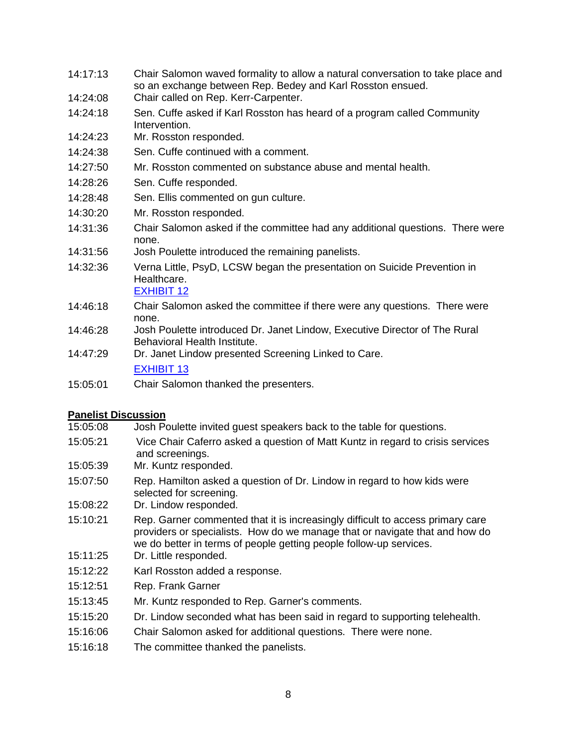| | |
|---|---|
| 14:17:13 | Chair Salomon waved formality to allow a natural conversation to take place and so an exchange between Rep. Bedey and Karl Rosston ensued. |
| 14:24:08 | Chair called on Rep. Kerr-Carpenter. |
| 14:24:18 | Sen. Cuffe asked if Karl Rosston has heard of a program called Community Intervention. |
| 14:24:23 | Mr. Rosston responded. |
| 14:24:38 | Sen. Cuffe continued with a comment. |
| 14:27:50 | Mr. Rosston commented on substance abuse and mental health. |
| 14:28:26 | Sen. Cuffe responded. |
| 14:28:48 | Sen. Ellis commented on gun culture. |
| 14:30:20 | Mr. Rosston responded. |
| 14:31:36 | Chair Salomon asked if the committee had any additional questions. There were none. |
| 14:31:56 | Josh Poulette introduced the remaining panelists. |
| 14:32:36 | Verna Little, PsyD, LCSW began the presentation on Suicide Prevention in Healthcare. EXHIBIT 12 |
| 14:46:18 | Chair Salomon asked the committee if there were any questions. There were none. |
| 14:46:28 | Josh Poulette introduced Dr. Janet Lindow, Executive Director of The Rural Behavioral Health Institute. |
| 14:47:29 | Dr. Janet Lindow presented Screening Linked to Care. EXHIBIT 13 |
| 15:05:01 | Chair Salomon thanked the presenters. |

**Panelist Discussion**

| | |
|---|---|
| 15:05:08 | Josh Poulette invited guest speakers back to the table for questions. |
| 15:05:21 | Vice Chair Caferro asked a question of Matt Kuntz in regard to crisis services and screenings. |
| 15:05:39 | Mr. Kuntz responded. |
| 15:07:50 | Rep. Hamilton asked a question of Dr. Lindow in regard to how kids were selected for screening. |
| 15:08:22 | Dr. Lindow responded. |
| 15:10:21 | Rep. Garner commented that it is increasingly difficult to access primary care providers or specialists. How do we manage that or navigate that and how do we do better in terms of people getting people follow-up services. |
| 15:11:25 | Dr. Little responded. |
| 15:12:22 | Karl Rosston added a response. |
| 15:12:51 | Rep. Frank Garner |
| 15:13:45 | Mr. Kuntz responded to Rep. Garner's comments. |
| 15:15:20 | Dr. Lindow seconded what has been said in regard to supporting telehealth. |
| 15:16:06 | Chair Salomon asked for additional questions. There were none. |
| 15:16:18 | The committee thanked the panelists. |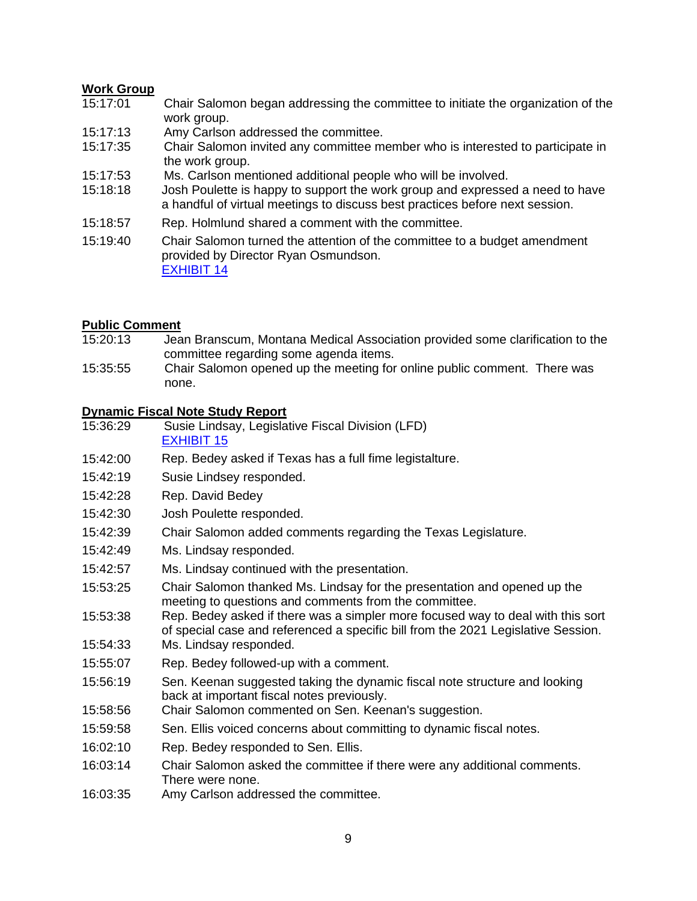**Work Group**

| | |
|---|---|
| 15:17:01 | Chair Salomon began addressing the committee to initiate the organization of the work group. |
| 15:17:13 | Amy Carlson addressed the committee. |
| 15:17:35 | Chair Salomon invited any committee member who is interested to participate in the work group. |
| 15:17:53 | Ms. Carlson mentioned additional people who will be involved. |
| 15:18:18 | Josh Poulette is happy to support the work group and expressed a need to have a handful of virtual meetings to discuss best practices before next session. |
| 15:18:57 | Rep. Holmlund shared a comment with the committee. |
| 15:19:40 | Chair Salomon turned the attention of the committee to a budget amendment provided by Director Ryan Osmundson. EXHIBIT 14 |

**Public Comment**

| | |
|---|---|
| 15:20:13 | Jean Branscum, Montana Medical Association provided some clarification to the committee regarding some agenda items. |
| 15:35:55 | Chair Salomon opened up the meeting for online public comment. There was none. |

**Dynamic Fiscal Note Study Report**

| | |
|---|---|
| 15:36:29 | Susie Lindsay, Legislative Fiscal Division (LFD) EXHIBIT 15 |
| 15:42:00 | Rep. Bedey asked if Texas has a full fime legistalture. |
| 15:42:19 | Susie Lindsey responded. |
| 15:42:28 | Rep. David Bedey |
| 15:42:30 | Josh Poulette responded. |
| 15:42:39 | Chair Salomon added comments regarding the Texas Legislature. |
| 15:42:49 | Ms. Lindsay responded. |
| 15:42:57 | Ms. Lindsay continued with the presentation. |
| 15:53:25 | Chair Salomon thanked Ms. Lindsay for the presentation and opened up the meeting to questions and comments from the committee. |
| 15:53:38 | Rep. Bedey asked if there was a simpler more focused way to deal with this sort of special case and referenced a specific bill from the 2021 Legislative Session. |
| 15:54:33 | Ms. Lindsay responded. |
| 15:55:07 | Rep. Bedey followed-up with a comment. |
| 15:56:19 | Sen. Keenan suggested taking the dynamic fiscal note structure and looking back at important fiscal notes previously. |
| 15:58:56 | Chair Salomon commented on Sen. Keenan's suggestion. |
| 15:59:58 | Sen. Ellis voiced concerns about committing to dynamic fiscal notes. |
| 16:02:10 | Rep. Bedey responded to Sen. Ellis. |
| 16:03:14 | Chair Salomon asked the committee if there were any additional comments. There were none. |
| 16:03:35 | Amy Carlson addressed the committee. |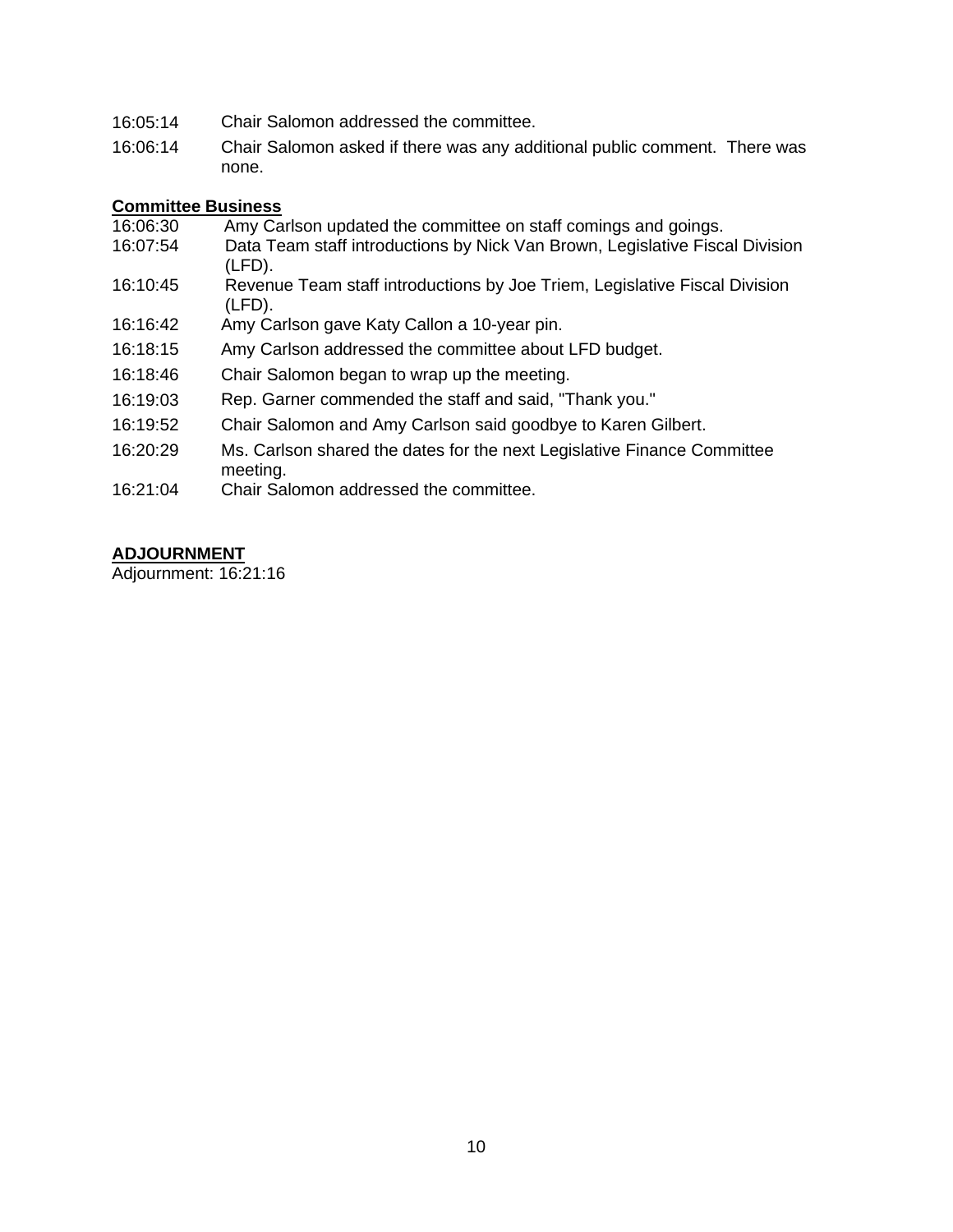16:05:14 Chair Salomon addressed the committee.

16:06:14 Chair Salomon asked if there was any additional public comment. There was none.

**Committee Business**

16:06:30 Amy Carlson updated the committee on staff comings and goings.

16:07:54 Data Team staff introductions by Nick Van Brown, Legislative Fiscal Division (LFD).

16:10:45 Revenue Team staff introductions by Joe Triem, Legislative Fiscal Division (LFD).

16:16:42 Amy Carlson gave Katy Callon a 10-year pin.

16:18:15 Amy Carlson addressed the committee about LFD budget.

16:18:46 Chair Salomon began to wrap up the meeting.

16:19:03 Rep. Garner commended the staff and said, "Thank you."

16:19:52 Chair Salomon and Amy Carlson said goodbye to Karen Gilbert.

16:20:29 Ms. Carlson shared the dates for the next Legislative Finance Committee meeting.

16:21:04 Chair Salomon addressed the committee.

**ADJOURNMENT**

Adjournment: 16:21:16